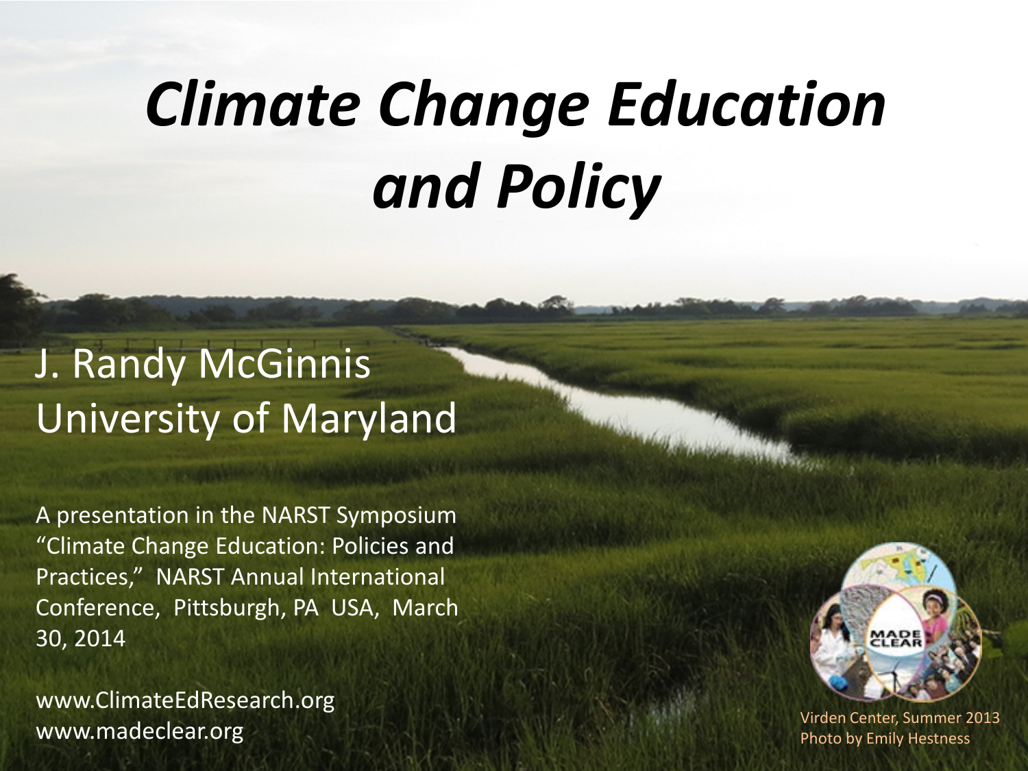# *Climate Change Education and Policy*

J. Randy McGinnis
University of Maryland

A presentation in the NARST Symposium "Climate Change Education: Policies and Practices," NARST Annual International Conference, Pittsburgh, PA USA, March 30, 2014

www.ClimateEdResearch.org
www.madeclear.org

Virden Center, Summer 2013
Photo by Emily Hestness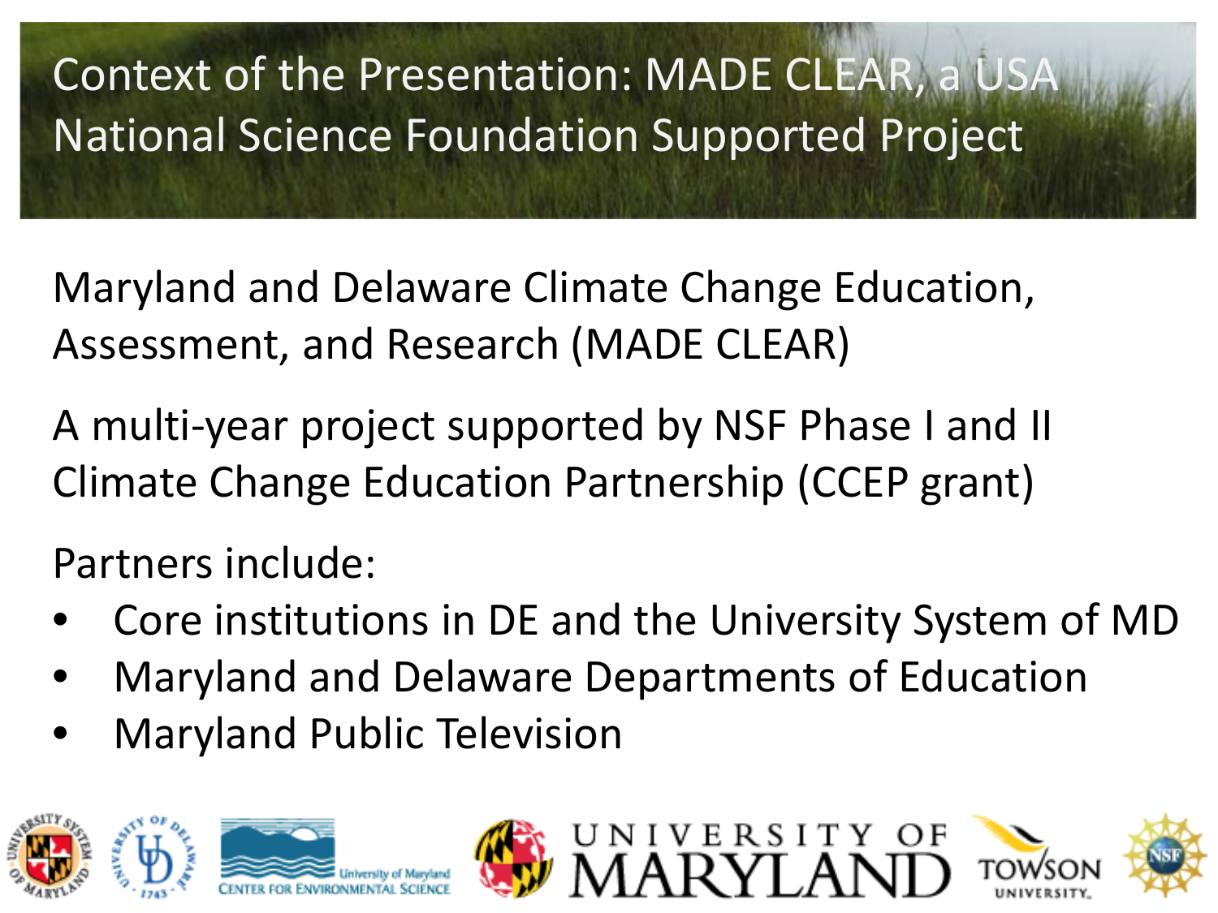# Context of the Presentation: MADE CLEAR, a USA National Science Foundation Supported Project

Maryland and Delaware Climate Change Education, Assessment, and Research (MADE CLEAR)

A multi-year project supported by NSF Phase I and II Climate Change Education Partnership (CCEP grant)

Partners include:

- Core institutions in DE and the University System of MD
- Maryland and Delaware Departments of Education
- Maryland Public Television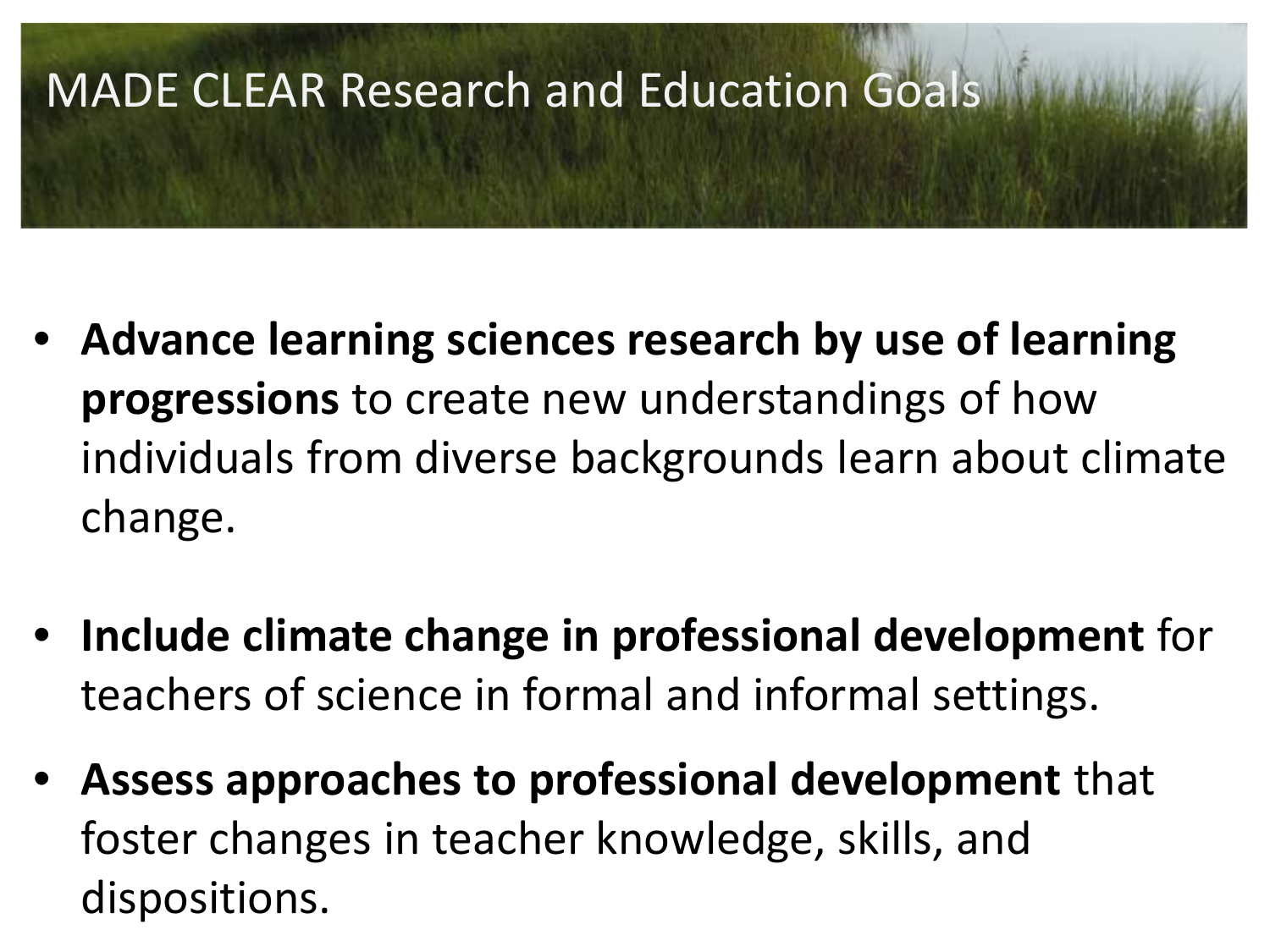# MADE CLEAR Research and Education Goals

- **Advance learning sciences research by use of learning progressions** to create new understandings of how individuals from diverse backgrounds learn about climate change.
- **Include climate change in professional development** for teachers of science in formal and informal settings.
- **Assess approaches to professional development** that foster changes in teacher knowledge, skills, and dispositions.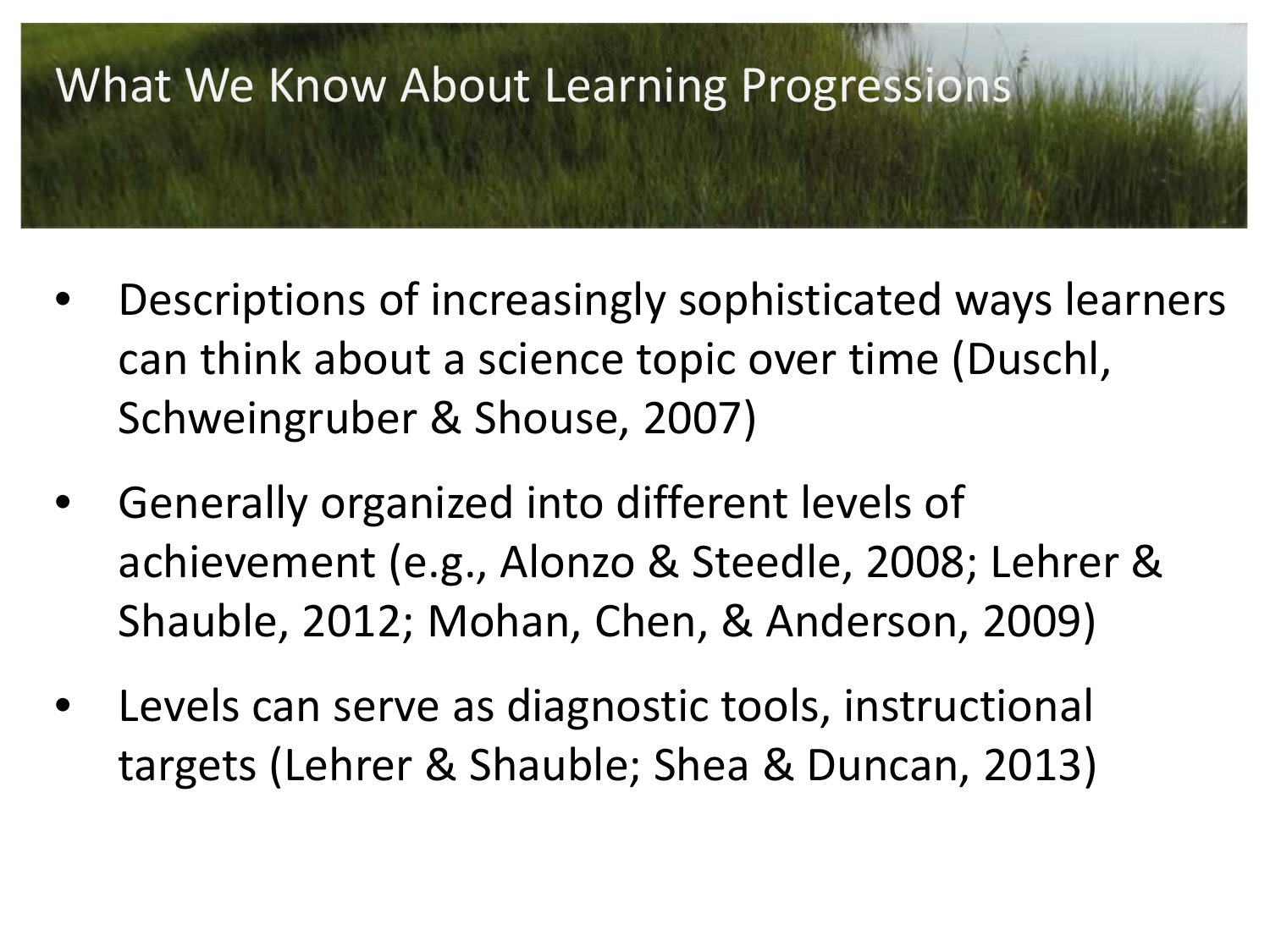# What We Know About Learning Progressions

- Descriptions of increasingly sophisticated ways learners can think about a science topic over time (Duschl, Schweingruber & Shouse, 2007)
- Generally organized into different levels of achievement (e.g., Alonzo & Steedle, 2008; Lehrer & Shauble, 2012; Mohan, Chen, & Anderson, 2009)
- Levels can serve as diagnostic tools, instructional targets (Lehrer & Shauble; Shea & Duncan, 2013)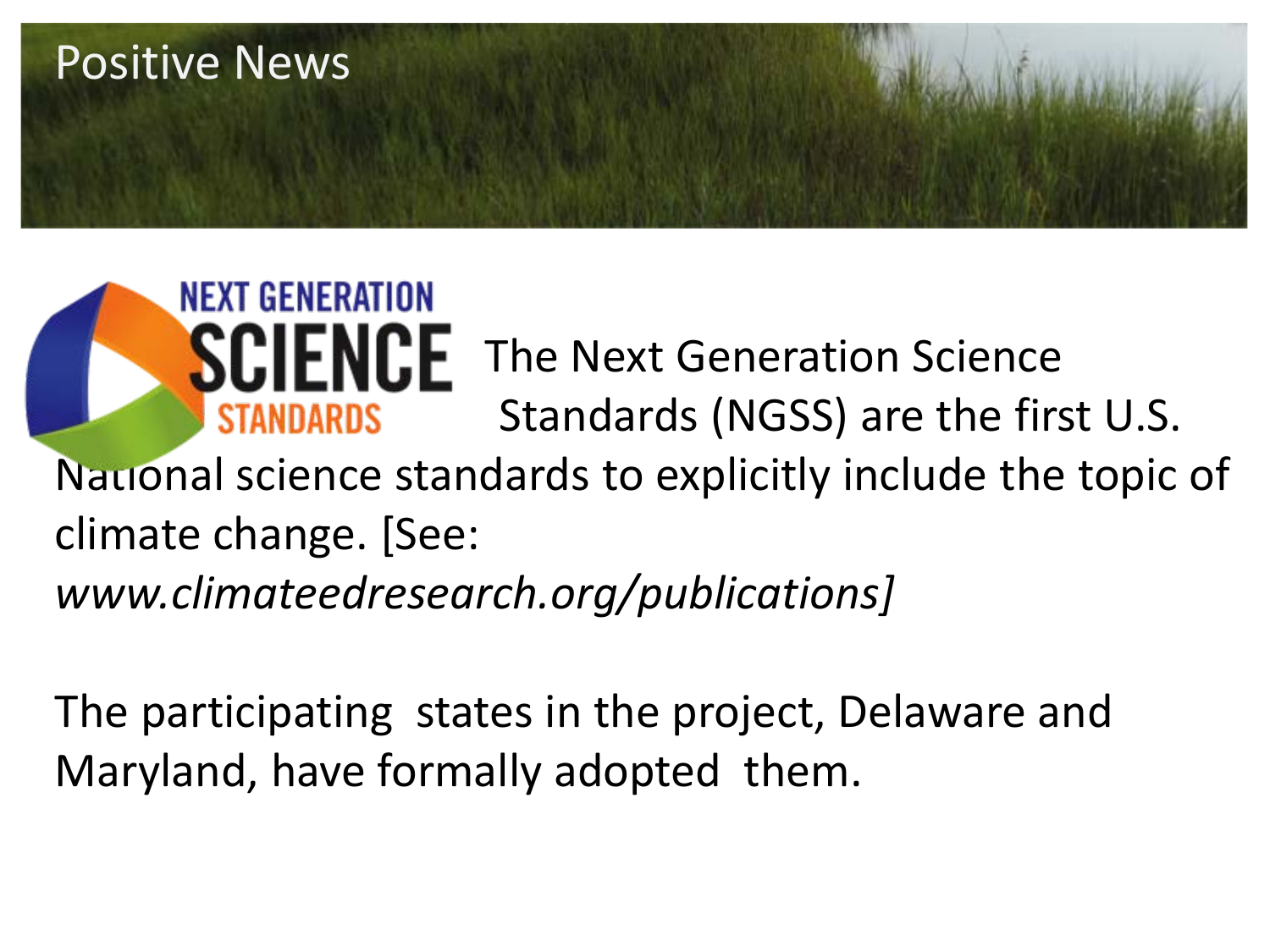# Positive News

The Next Generation Science Standards (NGSS) are the first U.S. National science standards to explicitly include the topic of climate change. [See: *www.climateedresearch.org/publications]*

The participating states in the project, Delaware and Maryland, have formally adopted them.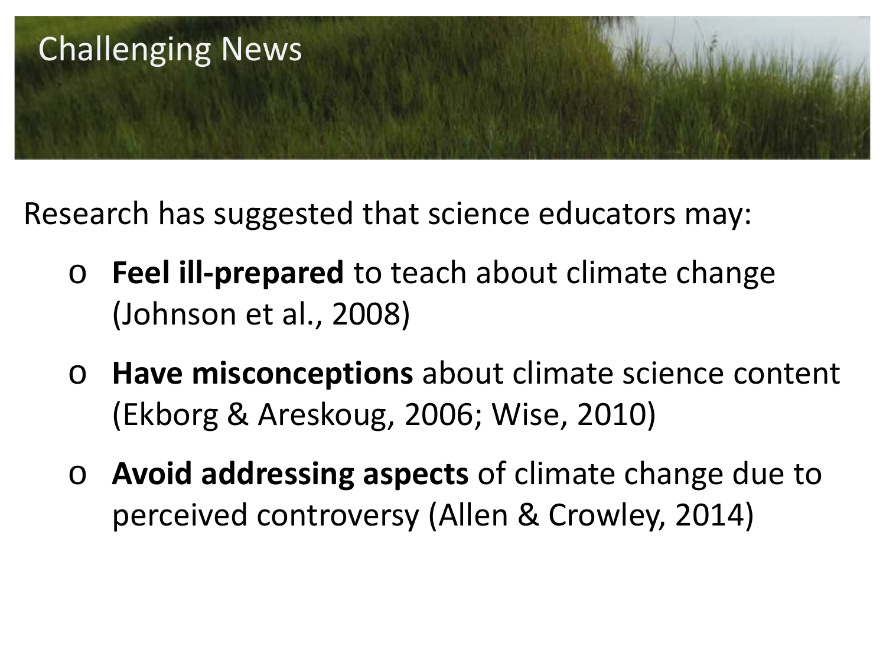## Challenging News

Research has suggested that science educators may:

- **Feel ill-prepared** to teach about climate change (Johnson et al., 2008)
- **Have misconceptions** about climate science content (Ekborg & Areskoug, 2006; Wise, 2010)
- **Avoid addressing aspects** of climate change due to perceived controversy (Allen & Crowley, 2014)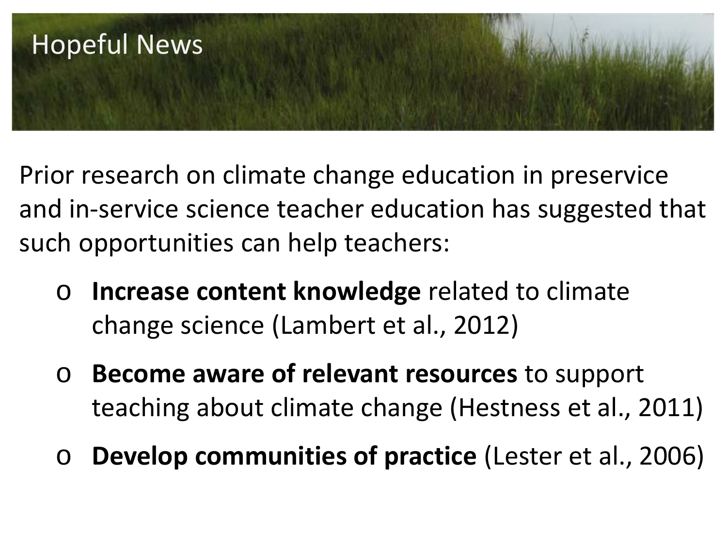# Hopeful News

Prior research on climate change education in preservice and in-service science teacher education has suggested that such opportunities can help teachers:

- **Increase content knowledge** related to climate change science (Lambert et al., 2012)
- **Become aware of relevant resources** to support teaching about climate change (Hestness et al., 2011)
- **Develop communities of practice** (Lester et al., 2006)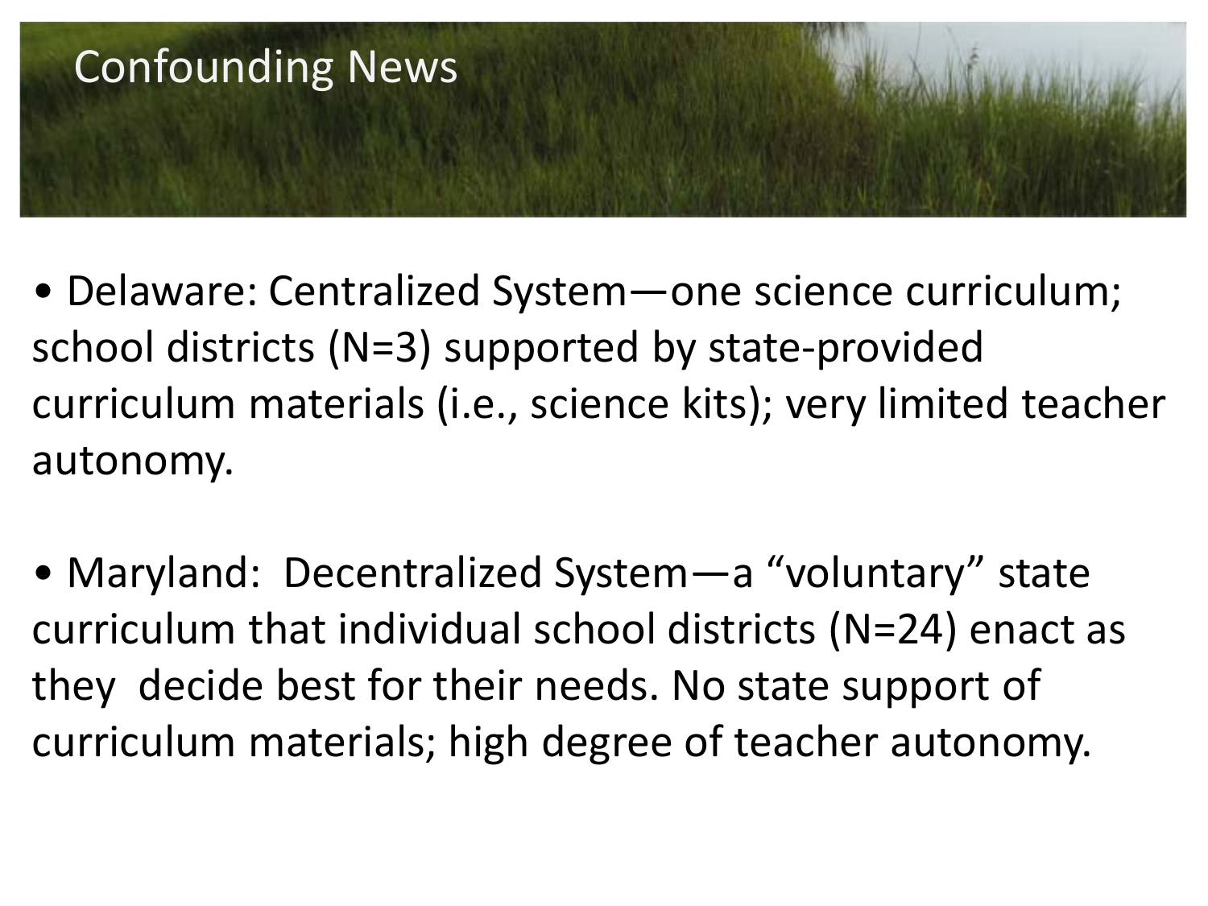# Confounding News

- Delaware: Centralized System—one science curriculum; school districts (N=3) supported by state-provided curriculum materials (i.e., science kits); very limited teacher autonomy.

- Maryland: Decentralized System—a "voluntary" state curriculum that individual school districts (N=24) enact as they decide best for their needs. No state support of curriculum materials; high degree of teacher autonomy.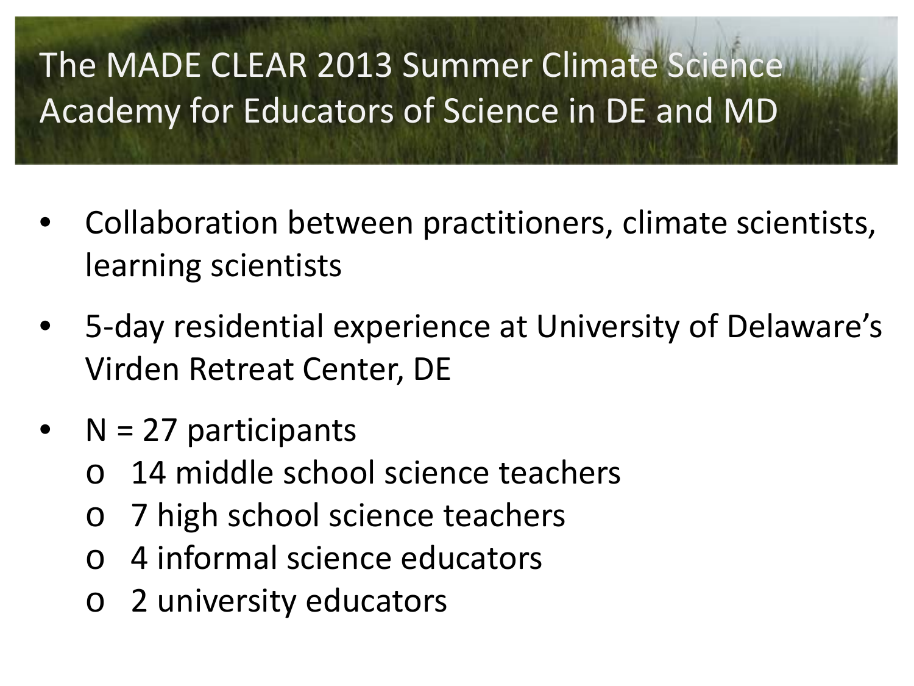# The MADE CLEAR 2013 Summer Climate Science Academy for Educators of Science in DE and MD

- Collaboration between practitioners, climate scientists, learning scientists
- 5-day residential experience at University of Delaware's Virden Retreat Center, DE
- N = 27 participants
  - 14 middle school science teachers
  - 7 high school science teachers
  - 4 informal science educators
  - 2 university educators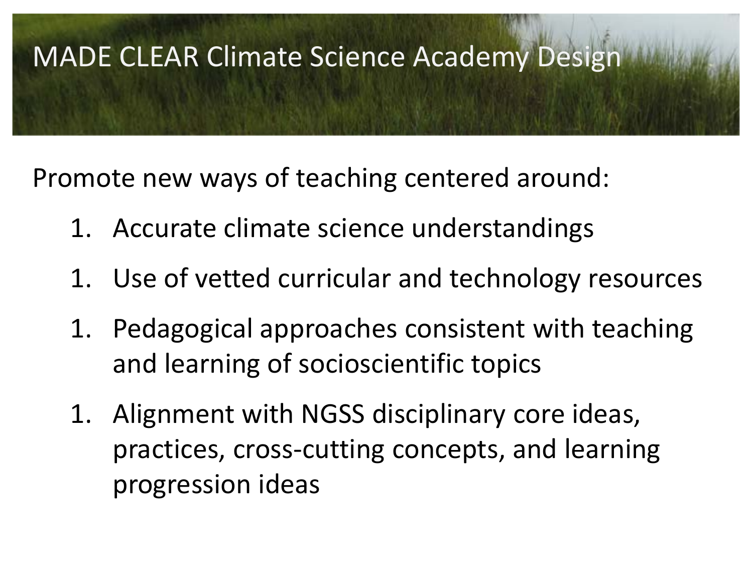# MADE CLEAR Climate Science Academy Design

Promote new ways of teaching centered around:

1. Accurate climate science understandings
1. Use of vetted curricular and technology resources
1. Pedagogical approaches consistent with teaching and learning of socioscientific topics
1. Alignment with NGSS disciplinary core ideas, practices, cross-cutting concepts, and learning progression ideas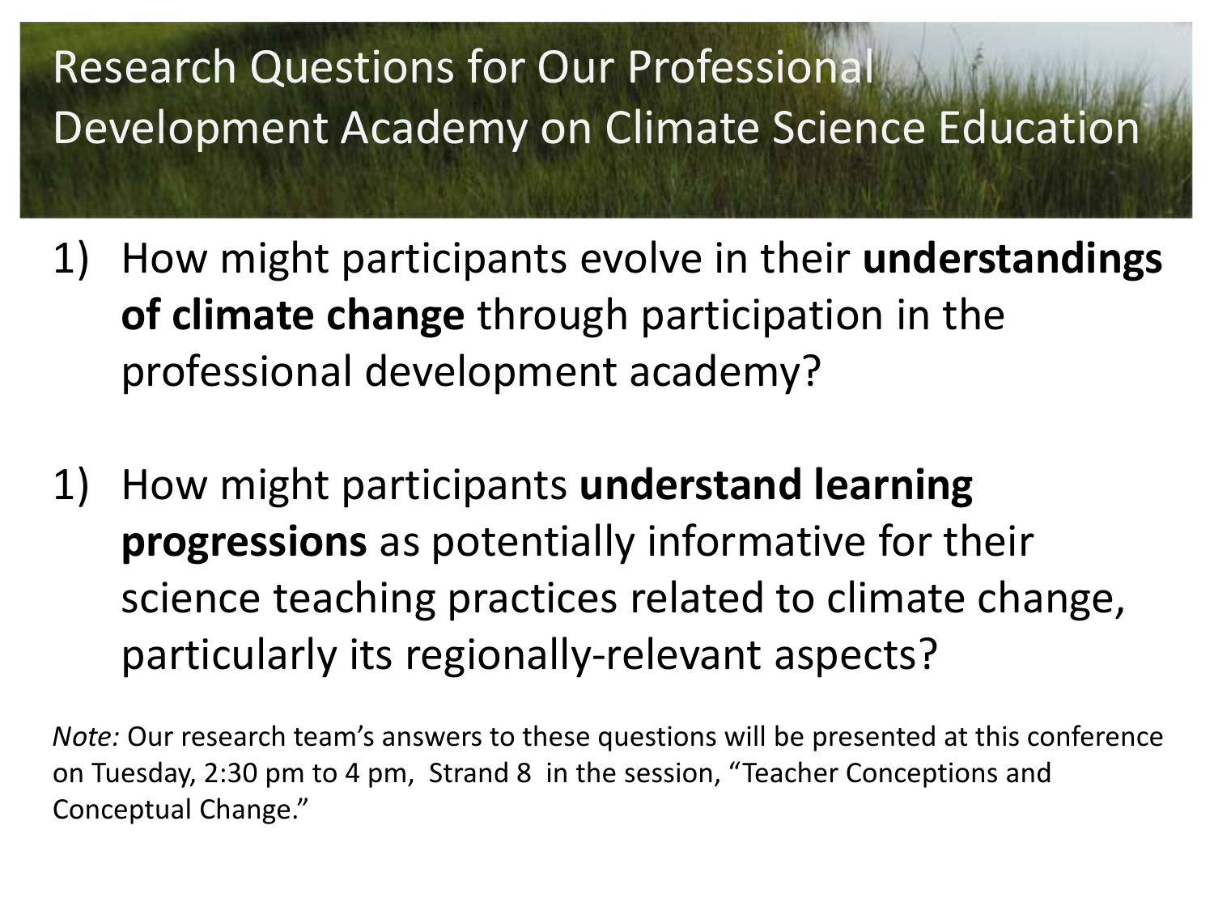# Research Questions for Our Professional Development Academy on Climate Science Education

1) How might participants evolve in their **understandings of climate change** through participation in the professional development academy?

1) How might participants **understand learning progressions** as potentially informative for their science teaching practices related to climate change, particularly its regionally-relevant aspects?

*Note:* Our research team's answers to these questions will be presented at this conference on Tuesday, 2:30 pm to 4 pm, Strand 8 in the session, "Teacher Conceptions and Conceptual Change."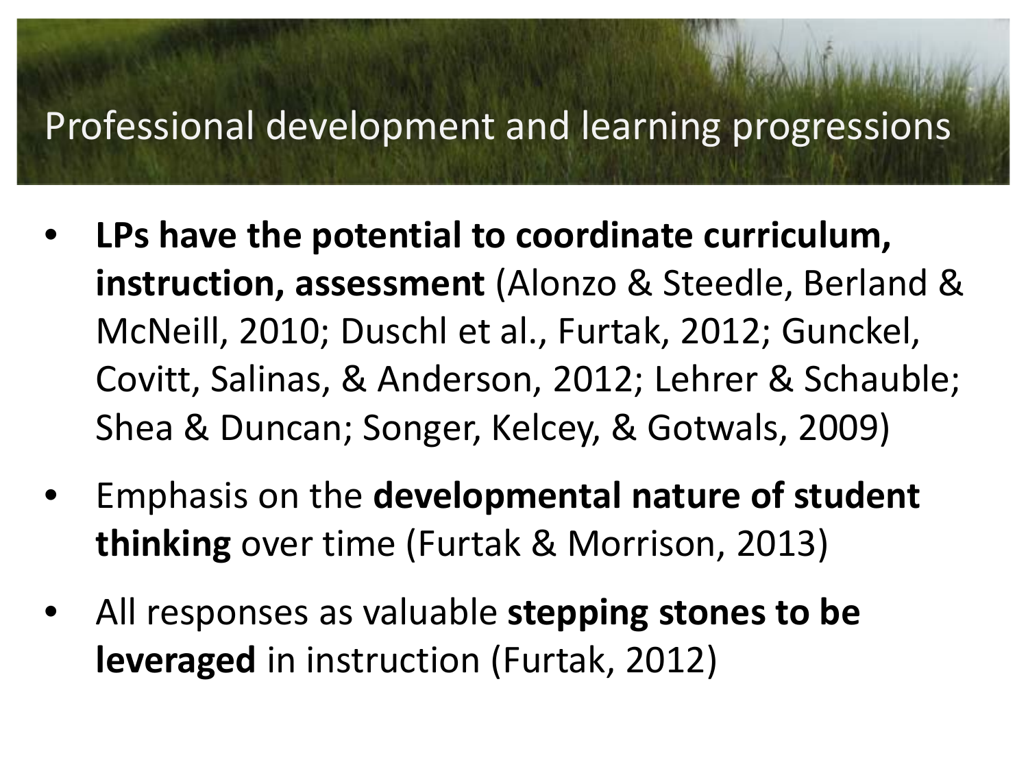# Professional development and learning progressions

- **LPs have the potential to coordinate curriculum, instruction, assessment** (Alonzo & Steedle, Berland & McNeill, 2010; Duschl et al., Furtak, 2012; Gunckel, Covitt, Salinas, & Anderson, 2012; Lehrer & Schauble; Shea & Duncan; Songer, Kelcey, & Gotwals, 2009)
- Emphasis on the **developmental nature of student thinking** over time (Furtak & Morrison, 2013)
- All responses as valuable **stepping stones to be leveraged** in instruction (Furtak, 2012)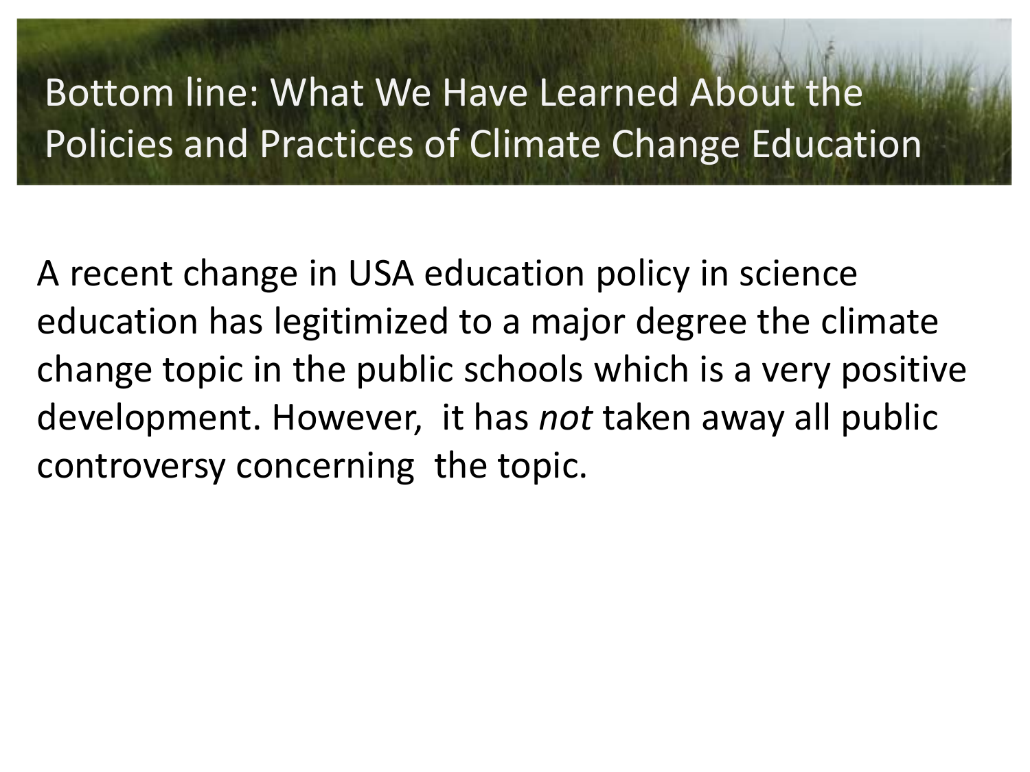# Bottom line: What We Have Learned About the Policies and Practices of Climate Change Education

A recent change in USA education policy in science education has legitimized to a major degree the climate change topic in the public schools which is a very positive development. However, it has *not* taken away all public controversy concerning the topic.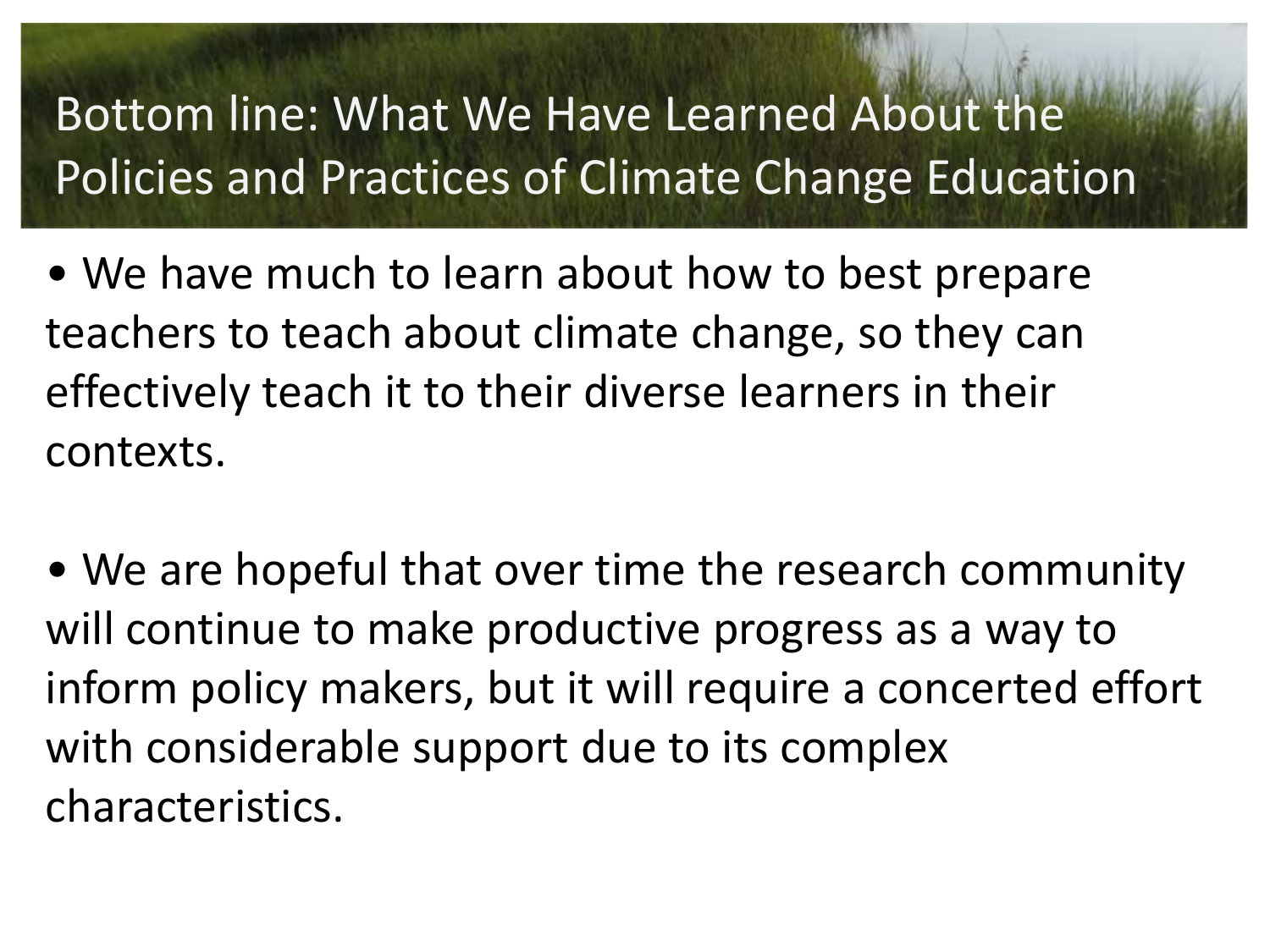# Bottom line: What We Have Learned About the Policies and Practices of Climate Change Education

- We have much to learn about how to best prepare teachers to teach about climate change, so they can effectively teach it to their diverse learners in their contexts.

- We are hopeful that over time the research community will continue to make productive progress as a way to inform policy makers, but it will require a concerted effort with considerable support due to its complex characteristics.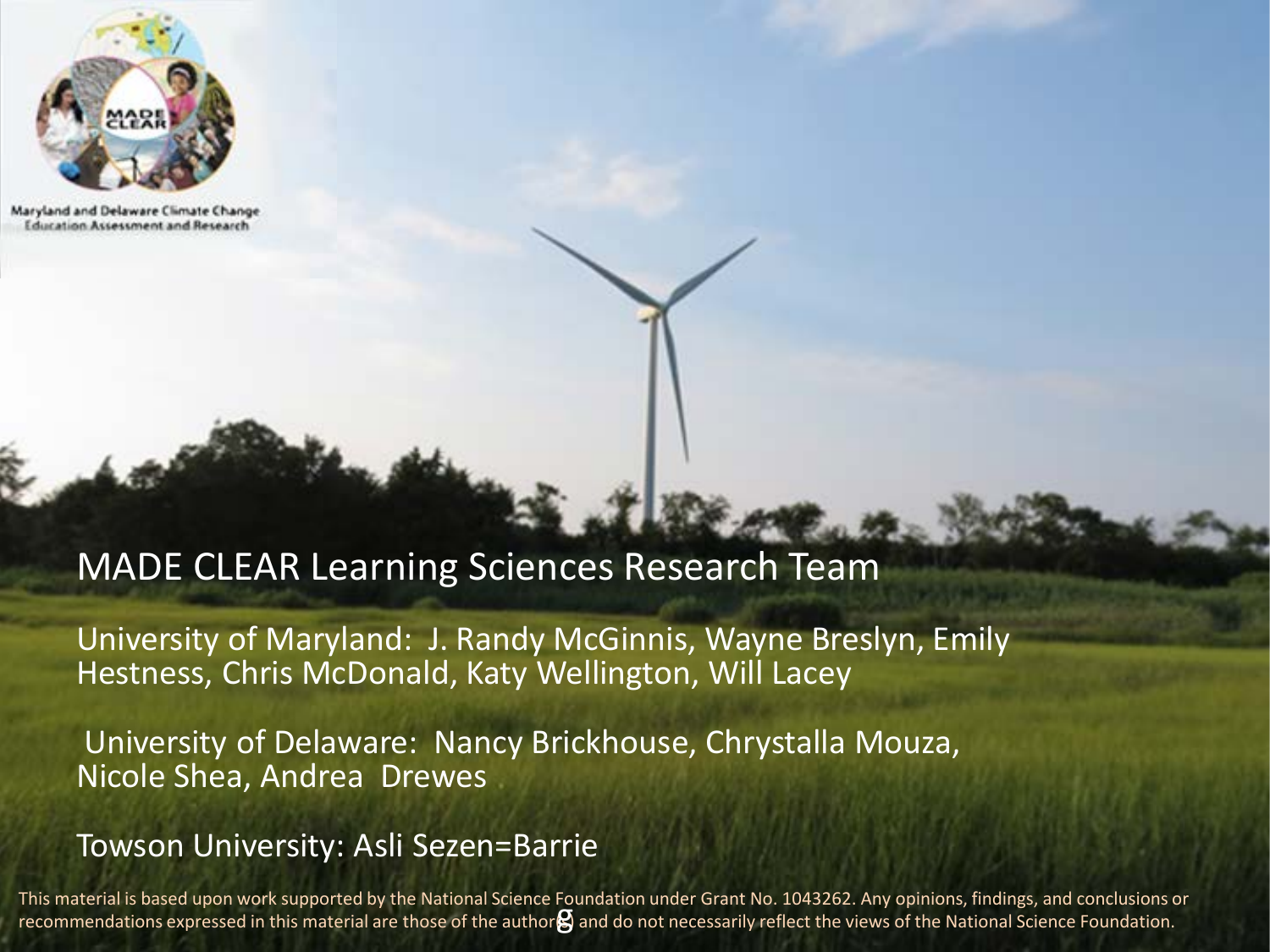Maryland and Delaware Climate Change Education Assessment and Research

## MADE CLEAR Learning Sciences Research Team

University of Maryland: J. Randy McGinnis, Wayne Breslyn, Emily Hestness, Chris McDonald, Katy Wellington, Will Lacey

University of Delaware: Nancy Brickhouse, Chrystalla Mouza, Nicole Shea, Andrea Drewes

Towson University: Asli Sezen=Barrie

This material is based upon work supported by the National Science Foundation under Grant No. 1043262. Any opinions, findings, and conclusions or recommendations expressed in this material are those of the author(s) and do not necessarily reflect the views of the National Science Foundation.